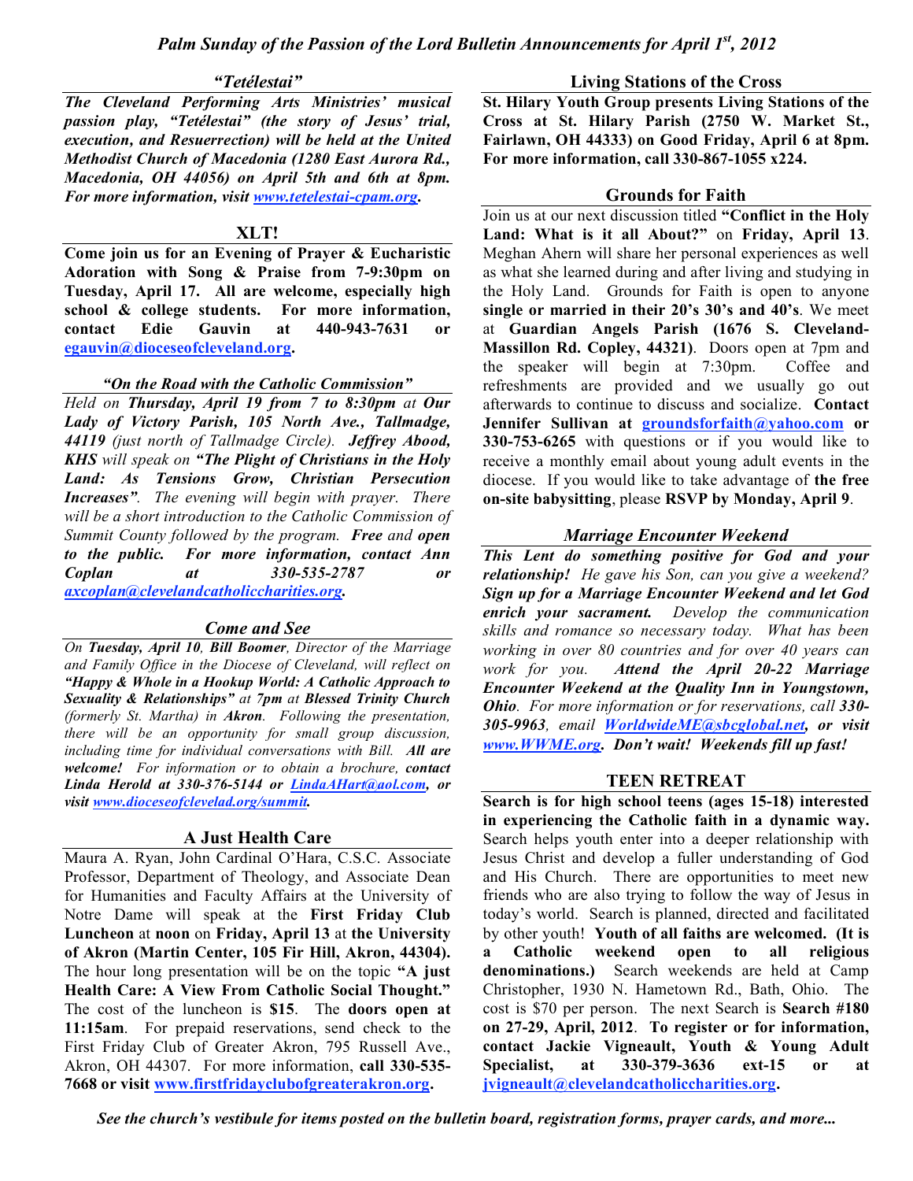# *Palm Sunday of the Passion of the Lord Bulletin Announcements for April 1st, 2012*

### *"Tetélestai"*

***The Cleveland Performing Arts Ministries' musical passion play, "Tetélestai" (the story of Jesus' trial, execution, and Resuerrection) will be held at the United Methodist Church of Macedonia (1280 East Aurora Rd., Macedonia, OH 44056) on April 5th and 6th at 8pm. For more information, visit www.tetelestai-cpam.org.***

### XLT!

**Come join us for an Evening of Prayer & Eucharistic Adoration with Song & Praise from 7-9:30pm on Tuesday, April 17. All are welcome, especially high school & college students. For more information, contact Edie Gauvin at 440-943-7631 or egauvin@dioceseofcleveland.org.**

### *"On the Road with the Catholic Commission"*

*Held on **Thursday, April 19 from 7 to 8:30pm** at **Our Lady of Victory Parish, 105 North Ave., Tallmadge, 44119** (just north of Tallmadge Circle). **Jeffrey Abood, KHS** will speak on **"The Plight of Christians in the Holy Land: As Tensions Grow, Christian Persecution Increases"**. The evening will begin with prayer. There will be a short introduction to the Catholic Commission of Summit County followed by the program. **Free** and **open to the public. For more information, contact Ann Coplan at 330-535-2787 or axcoplan@clevelandcatholiccharities.org.***

### *Come and See*

*On **Tuesday, April 10**, **Bill Boomer**, Director of the Marriage and Family Office in the Diocese of Cleveland, will reflect on **"Happy & Whole in a Hookup World: A Catholic Approach to Sexuality & Relationships"** at **7pm** at **Blessed Trinity Church** (formerly St. Martha) in **Akron**. Following the presentation, there will be an opportunity for small group discussion, including time for individual conversations with Bill. **All are welcome!** For information or to obtain a brochure, **contact Linda Herold at 330-376-5144 or LindaAHart@aol.com**, or **visit www.dioceseofclevelad.org/summit.***

### A Just Health Care

Maura A. Ryan, John Cardinal O'Hara, C.S.C. Associate Professor, Department of Theology, and Associate Dean for Humanities and Faculty Affairs at the University of Notre Dame will speak at the **First Friday Club Luncheon** at **noon** on **Friday, April 13** at **the University of Akron (Martin Center, 105 Fir Hill, Akron, 44304).** The hour long presentation will be on the topic **"A just Health Care: A View From Catholic Social Thought."** The cost of the luncheon is **$15**. The **doors open at 11:15am**. For prepaid reservations, send check to the First Friday Club of Greater Akron, 795 Russell Ave., Akron, OH 44307. For more information, **call 330-535-7668 or visit www.firstfridayclubofgreaterakron.org.**

### Living Stations of the Cross

**St. Hilary Youth Group presents Living Stations of the Cross at St. Hilary Parish (2750 W. Market St., Fairlawn, OH 44333) on Good Friday, April 6 at 8pm. For more information, call 330-867-1055 x224.**

### Grounds for Faith

Join us at our next discussion titled **"Conflict in the Holy Land: What is it all About?"** on **Friday, April 13**. Meghan Ahern will share her personal experiences as well as what she learned during and after living and studying in the Holy Land. Grounds for Faith is open to anyone **single or married in their 20's 30's and 40's**. We meet at **Guardian Angels Parish (1676 S. Cleveland-Massillon Rd. Copley, 44321)**. Doors open at 7pm and the speaker will begin at 7:30pm. Coffee and refreshments are provided and we usually go out afterwards to continue to discuss and socialize. **Contact Jennifer Sullivan at groundsforfaith@yahoo.com or 330-753-6265** with questions or if you would like to receive a monthly email about young adult events in the diocese. If you would like to take advantage of **the free on-site babysitting**, please **RSVP by Monday, April 9**.

### *Marriage Encounter Weekend*

***This Lent do something positive for God and your relationship!** He gave his Son, can you give a weekend? **Sign up for a Marriage Encounter Weekend and let God enrich your sacrament.** Develop the communication skills and romance so necessary today. What has been working in over 80 countries and for over 40 years can work for you. **Attend the April 20-22 Marriage Encounter Weekend at the Quality Inn in Youngstown, Ohio**. For more information or for reservations, call **330-305-9963**, email **WorldwideME@sbcglobal.net, or visit www.WWME.org. Don't wait! Weekends fill up fast!***

### TEEN RETREAT

**Search is for high school teens (ages 15-18) interested in experiencing the Catholic faith in a dynamic way.** Search helps youth enter into a deeper relationship with Jesus Christ and develop a fuller understanding of God and His Church. There are opportunities to meet new friends who are also trying to follow the way of Jesus in today's world. Search is planned, directed and facilitated by other youth! **Youth of all faiths are welcomed. (It is a Catholic weekend open to all religious denominations.)** Search weekends are held at Camp Christopher, 1930 N. Hametown Rd., Bath, Ohio. The cost is $70 per person. The next Search is **Search #180 on 27-29, April, 2012**. **To register or for information, contact Jackie Vigneault, Youth & Young Adult Specialist, at 330-379-3636 ext-15 or at jvigneault@clevelandcatholiccharities.org.**

***See the church's vestibule for items posted on the bulletin board, registration forms, prayer cards, and more...***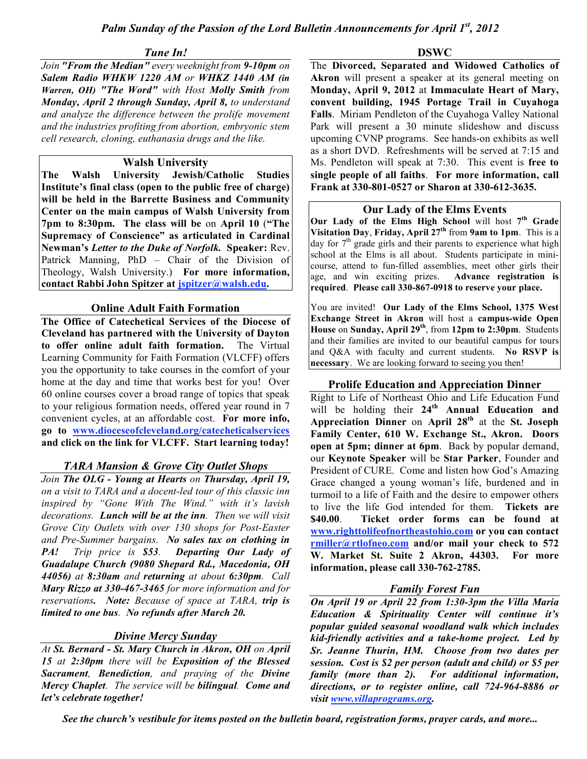# *Palm Sunday of the Passion of the Lord Bulletin Announcements for April 1st, 2012*

## *Tune In!*

*Join **"From the Median"** every weeknight from **9-10pm** on **Salem Radio WHKW 1220 AM** or **WHKZ 1440 AM (in Warren, OH) "The Word"** with Host **Molly Smith** from **Monday, April 2 through Sunday, April 8,** to understand and analyze the difference between the prolife movement and the industries profiting from abortion, embryonic stem cell research, cloning, euthanasia drugs and the like.*

## Walsh University

**The Walsh University Jewish/Catholic Studies Institute's final class (open to the public free of charge) will be held in the Barrette Business and Community Center on the main campus of Walsh University from 7pm to 8:30pm. The class will be** on **April 10 ("The Supremacy of Conscience" as articulated in Cardinal Newman's *Letter to the Duke of Norfolk*. Speaker:** Rev. Patrick Manning, PhD – Chair of the Division of Theology, Walsh University.) **For more information, contact Rabbi John Spitzer at jspitzer@walsh.edu.**

## Online Adult Faith Formation

**The Office of Catechetical Services of the Diocese of Cleveland has partnered with the University of Dayton to offer online adult faith formation.** The Virtual Learning Community for Faith Formation (VLCFF) offers you the opportunity to take courses in the comfort of your home at the day and time that works best for you! Over 60 online courses cover a broad range of topics that speak to your religious formation needs, offered year round in 7 convenient cycles, at an affordable cost. **For more info, go to www.dioceseofcleveland.org/catecheticalservices and click on the link for VLCFF. Start learning today!**

## *TARA Mansion & Grove City Outlet Shops*

*Join **The OLG - Young at Hearts** on **Thursday, April 19,** on a visit to TARA and a docent-led tour of this classic inn inspired by "Gone With The Wind." with it's lavish decorations. **Lunch will be at the inn**. Then we will visit Grove City Outlets with over 130 shops for Post-Easter and Pre-Summer bargains. **No sales tax on clothing in PA!** Trip price is **$53**. **Departing Our Lady of Guadalupe Church (9080 Shepard Rd., Macedonia, OH 44056)** at **8:30am** and **returning** at about **6:30pm**. Call **Mary Rizzo at 330-467-3465** for more information and for reservations. **Note:** Because of space at TARA, **trip is limited to one bus**. **No refunds after March 20.***

## *Divine Mercy Sunday*

*At **St. Bernard - St. Mary Church in Akron, OH** on **April 15** at **2:30pm** there will be **Exposition of the Blessed Sacrament**, **Benediction**, and praying of the **Divine Mercy Chaplet**. The service will be **bilingual**. **Come and let's celebrate together!***

## DSWC

The **Divorced, Separated and Widowed Catholics of Akron** will present a speaker at its general meeting on **Monday, April 9, 2012** at **Immaculate Heart of Mary, convent building, 1945 Portage Trail in Cuyahoga Falls**. Miriam Pendleton of the Cuyahoga Valley National Park will present a 30 minute slideshow and discuss upcoming CVNP programs. See hands-on exhibits as well as a short DVD. Refreshments will be served at 7:15 and Ms. Pendleton will speak at 7:30. This event is **free to single people of all faiths**. **For more information, call Frank at 330-801-0527 or Sharon at 330-612-3635.**

## Our Lady of the Elms Events

**Our Lady of the Elms High School** will host **7th Grade Visitation Day, Friday, April 27th** from **9am to 1pm**. This is a day for 7th grade girls and their parents to experience what high school at the Elms is all about. Students participate in mini-course, attend to fun-filled assemblies, meet other girls their age, and win exciting prizes. **Advance registration is required**. **Please call 330-867-0918 to reserve your place.**

You are invited! **Our Lady of the Elms School, 1375 West Exchange Street in Akron** will host a **campus-wide Open House** on **Sunday, April 29th**, from **12pm to 2:30pm**. Students and their families are invited to our beautiful campus for tours and Q&A with faculty and current students. **No RSVP is necessary**. We are looking forward to seeing you then!

## Prolife Education and Appreciation Dinner

Right to Life of Northeast Ohio and Life Education Fund will be holding their **24th Annual Education and Appreciation Dinner** on **April 28th** at the **St. Joseph Family Center, 610 W. Exchange St., Akron. Doors open at 5pm; dinner at 6pm**. Back by popular demand, our **Keynote Speaker** will be **Star Parker**, Founder and President of CURE. Come and listen how God's Amazing Grace changed a young woman's life, burdened and in turmoil to a life of Faith and the desire to empower others to live the life God intended for them. **Tickets are $40.00**. **Ticket order forms can be found at www.righttolifeofnortheastohio.com or you can contact rmiller@rtlofneo.com and/or mail your check to 572 W. Market St. Suite 2 Akron, 44303. For more information, please call 330-762-2785.**

## *Family Forest Fun*

***On April 19 or April 22 from 1:30-3pm the Villa Maria Education & Spirituality Center will continue it's popular guided seasonal woodland walk which includes kid-friendly activities and a take-home project. Led by Sr. Jeanne Thurin, HM. Choose from two dates per session. Cost is $2 per person (adult and child) or $5 per family (more than 2). For additional information, directions, or to register online, call 724-964-8886 or visit www.villaprograms.org.***

***See the church's vestibule for items posted on the bulletin board, registration forms, prayer cards, and more...***